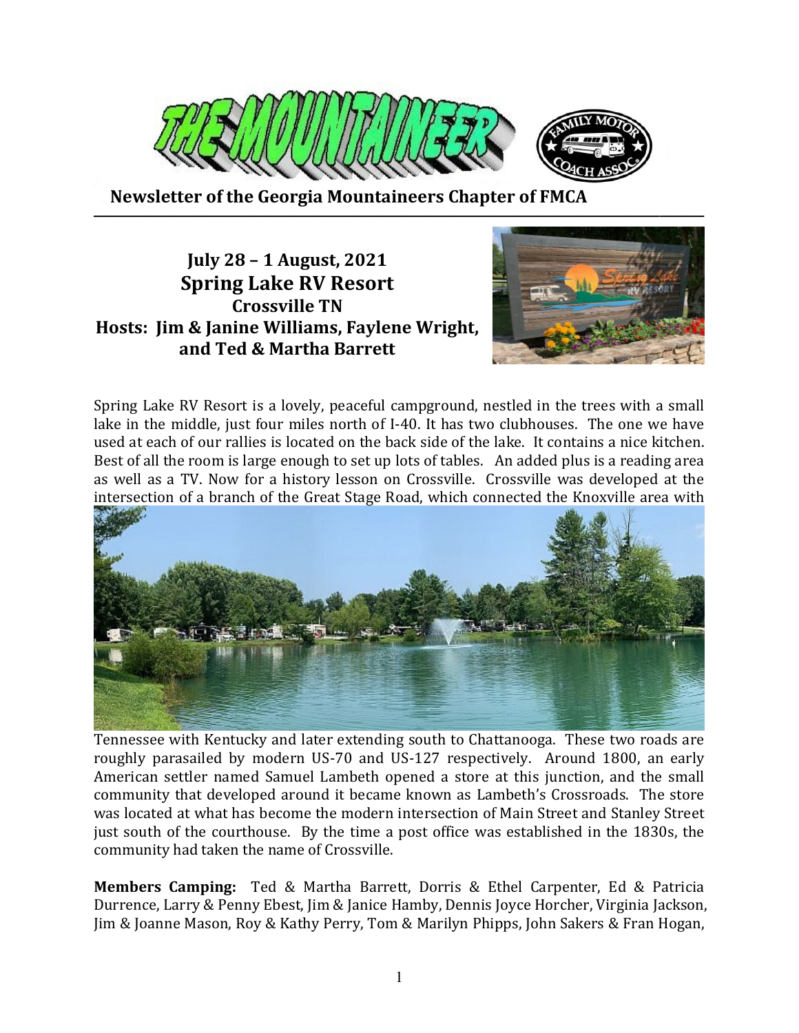# THE MOUNTAINEER

**Newsletter of the Georgia Mountaineers Chapter of FMCA**

## July 28 – 1 August, 2021
## Spring Lake RV Resort
### Crossville TN
### Hosts: Jim & Janine Williams, Faylene Wright, and Ted & Martha Barrett

Spring Lake RV Resort is a lovely, peaceful campground, nestled in the trees with a small lake in the middle, just four miles north of I-40. It has two clubhouses. The one we have used at each of our rallies is located on the back side of the lake. It contains a nice kitchen. Best of all the room is large enough to set up lots of tables. An added plus is a reading area as well as a TV. Now for a history lesson on Crossville. Crossville was developed at the intersection of a branch of the Great Stage Road, which connected the Knoxville area with Tennessee with Kentucky and later extending south to Chattanooga. These two roads are roughly parasailed by modern US-70 and US-127 respectively. Around 1800, an early American settler named Samuel Lambeth opened a store at this junction, and the small community that developed around it became known as Lambeth's Crossroads. The store was located at what has become the modern intersection of Main Street and Stanley Street just south of the courthouse. By the time a post office was established in the 1830s, the community had taken the name of Crossville.

**Members Camping:** Ted & Martha Barrett, Dorris & Ethel Carpenter, Ed & Patricia Durrence, Larry & Penny Ebest, Jim & Janice Hamby, Dennis Joyce Horcher, Virginia Jackson, Jim & Joanne Mason, Roy & Kathy Perry, Tom & Marilyn Phipps, John Sakers & Fran Hogan,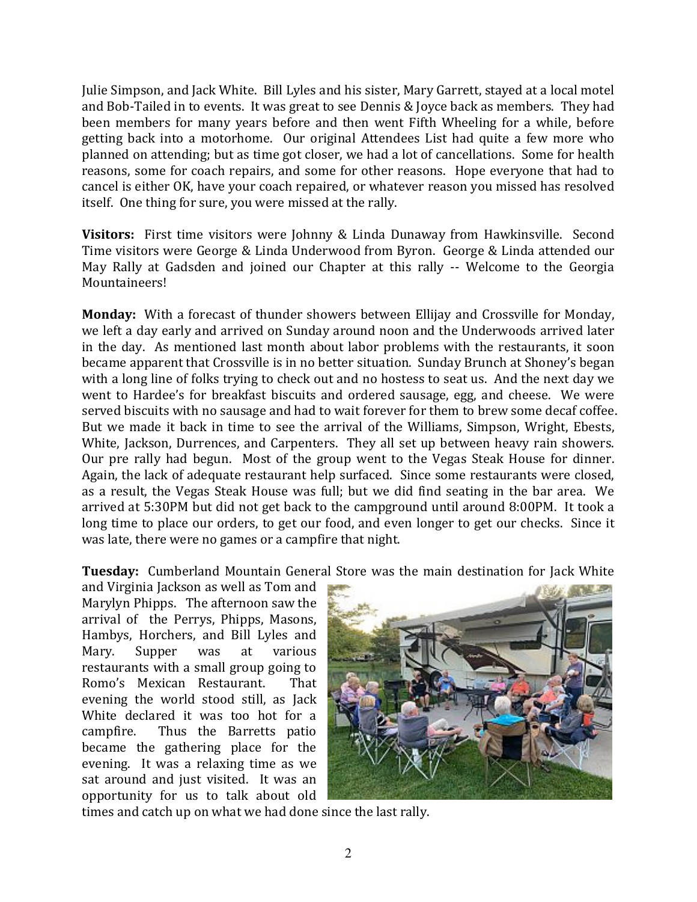Julie Simpson, and Jack White. Bill Lyles and his sister, Mary Garrett, stayed at a local motel and Bob-Tailed in to events. It was great to see Dennis & Joyce back as members. They had been members for many years before and then went Fifth Wheeling for a while, before getting back into a motorhome. Our original Attendees List had quite a few more who planned on attending; but as time got closer, we had a lot of cancellations. Some for health reasons, some for coach repairs, and some for other reasons. Hope everyone that had to cancel is either OK, have your coach repaired, or whatever reason you missed has resolved itself. One thing for sure, you were missed at the rally.

**Visitors:** First time visitors were Johnny & Linda Dunaway from Hawkinsville. Second Time visitors were George & Linda Underwood from Byron. George & Linda attended our May Rally at Gadsden and joined our Chapter at this rally -- Welcome to the Georgia Mountaineers!

**Monday:** With a forecast of thunder showers between Ellijay and Crossville for Monday, we left a day early and arrived on Sunday around noon and the Underwoods arrived later in the day. As mentioned last month about labor problems with the restaurants, it soon became apparent that Crossville is in no better situation. Sunday Brunch at Shoney's began with a long line of folks trying to check out and no hostess to seat us. And the next day we went to Hardee's for breakfast biscuits and ordered sausage, egg, and cheese. We were served biscuits with no sausage and had to wait forever for them to brew some decaf coffee. But we made it back in time to see the arrival of the Williams, Simpson, Wright, Ebests, White, Jackson, Durrences, and Carpenters. They all set up between heavy rain showers. Our pre rally had begun. Most of the group went to the Vegas Steak House for dinner. Again, the lack of adequate restaurant help surfaced. Since some restaurants were closed, as a result, the Vegas Steak House was full; but we did find seating in the bar area. We arrived at 5:30PM but did not get back to the campground until around 8:00PM. It took a long time to place our orders, to get our food, and even longer to get our checks. Since it was late, there were no games or a campfire that night.

**Tuesday:** Cumberland Mountain General Store was the main destination for Jack White and Virginia Jackson as well as Tom and Marylyn Phipps. The afternoon saw the arrival of the Perrys, Phipps, Masons, Hambys, Horchers, and Bill Lyles and Mary. Supper was at various restaurants with a small group going to Romo's Mexican Restaurant. That evening the world stood still, as Jack White declared it was too hot for a campfire. Thus the Barretts patio became the gathering place for the evening. It was a relaxing time as we sat around and just visited. It was an opportunity for us to talk about old times and catch up on what we had done since the last rally.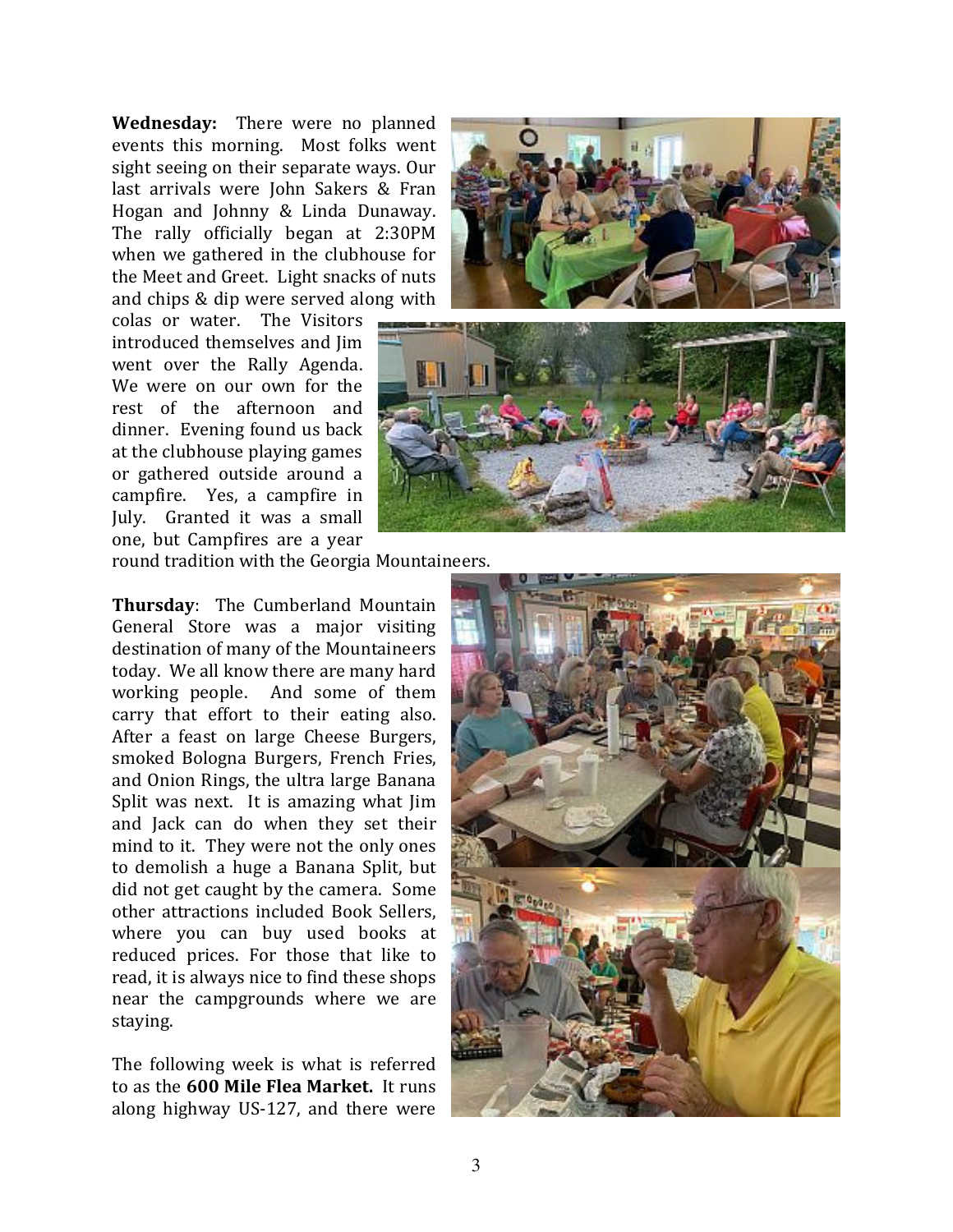**Wednesday:** There were no planned events this morning. Most folks went sight seeing on their separate ways. Our last arrivals were John Sakers & Fran Hogan and Johnny & Linda Dunaway. The rally officially began at 2:30PM when we gathered in the clubhouse for the Meet and Greet. Light snacks of nuts and chips & dip were served along with colas or water. The Visitors introduced themselves and Jim went over the Rally Agenda. We were on our own for the rest of the afternoon and dinner. Evening found us back at the clubhouse playing games or gathered outside around a campfire. Yes, a campfire in July. Granted it was a small one, but Campfires are a year round tradition with the Georgia Mountaineers.

**Thursday**: The Cumberland Mountain General Store was a major visiting destination of many of the Mountaineers today. We all know there are many hard working people. And some of them carry that effort to their eating also. After a feast on large Cheese Burgers, smoked Bologna Burgers, French Fries, and Onion Rings, the ultra large Banana Split was next. It is amazing what Jim and Jack can do when they set their mind to it. They were not the only ones to demolish a huge a Banana Split, but did not get caught by the camera. Some other attractions included Book Sellers, where you can buy used books at reduced prices. For those that like to read, it is always nice to find these shops near the campgrounds where we are staying.

The following week is what is referred to as the **600 Mile Flea Market.** It runs along highway US-127, and there were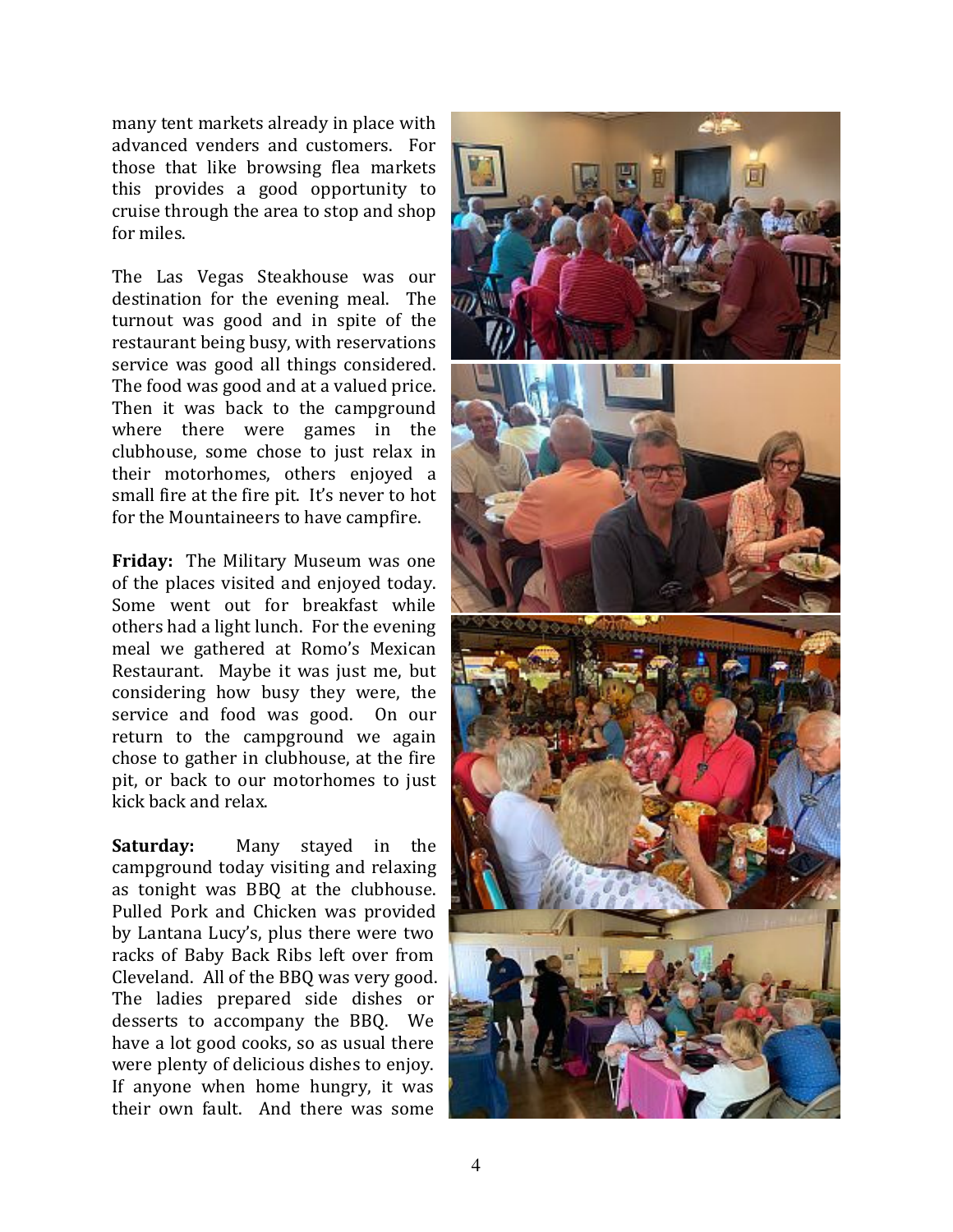many tent markets already in place with advanced venders and customers. For those that like browsing flea markets this provides a good opportunity to cruise through the area to stop and shop for miles.

The Las Vegas Steakhouse was our destination for the evening meal. The turnout was good and in spite of the restaurant being busy, with reservations service was good all things considered. The food was good and at a valued price. Then it was back to the campground where there were games in the clubhouse, some chose to just relax in their motorhomes, others enjoyed a small fire at the fire pit. It's never to hot for the Mountaineers to have campfire.

**Friday:** The Military Museum was one of the places visited and enjoyed today. Some went out for breakfast while others had a light lunch. For the evening meal we gathered at Romo's Mexican Restaurant. Maybe it was just me, but considering how busy they were, the service and food was good. On our return to the campground we again chose to gather in clubhouse, at the fire pit, or back to our motorhomes to just kick back and relax.

**Saturday:** Many stayed in the campground today visiting and relaxing as tonight was BBQ at the clubhouse. Pulled Pork and Chicken was provided by Lantana Lucy's, plus there were two racks of Baby Back Ribs left over from Cleveland. All of the BBQ was very good. The ladies prepared side dishes or desserts to accompany the BBQ. We have a lot good cooks, so as usual there were plenty of delicious dishes to enjoy. If anyone when home hungry, it was their own fault. And there was some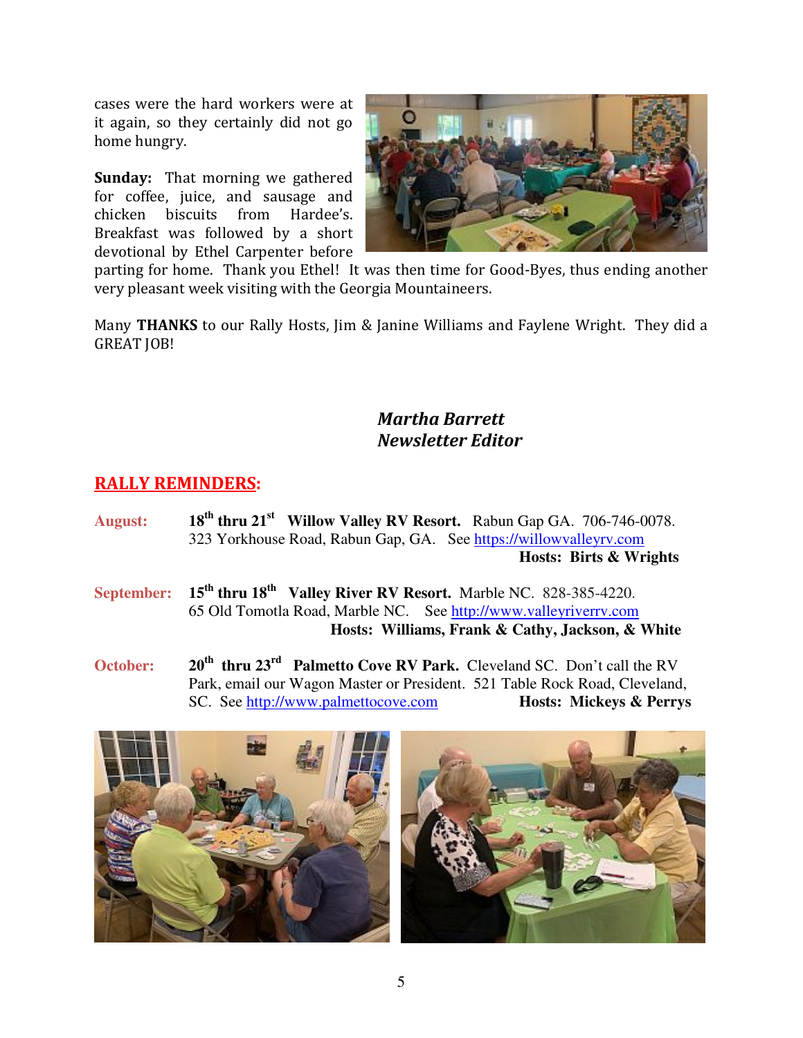cases were the hard workers were at it again, so they certainly did not go home hungry.

**Sunday:** That morning we gathered for coffee, juice, and sausage and chicken biscuits from Hardee's. Breakfast was followed by a short devotional by Ethel Carpenter before parting for home. Thank you Ethel! It was then time for Good-Byes, thus ending another very pleasant week visiting with the Georgia Mountaineers.

Many **THANKS** to our Rally Hosts, Jim & Janine Williams and Faylene Wright. They did a GREAT JOB!

***Martha Barrett***
***Newsletter Editor***

## RALLY REMINDERS:

**August:** **18th thru 21st Willow Valley RV Resort.** Rabun Gap GA. 706-746-0078. 323 Yorkhouse Road, Rabun Gap, GA. See https://willowvalleyrv.com
**Hosts: Birts & Wrights**

**September:** **15th thru 18th Valley River RV Resort.** Marble NC. 828-385-4220. 65 Old Tomotla Road, Marble NC. See http://www.valleyriverrv.com
**Hosts: Williams, Frank & Cathy, Jackson, & White**

**October:** **20th thru 23rd Palmetto Cove RV Park.** Cleveland SC. Don't call the RV Park, email our Wagon Master or President. 521 Table Rock Road, Cleveland, SC. See http://www.palmettocove.com
**Hosts: Mickeys & Perrys**